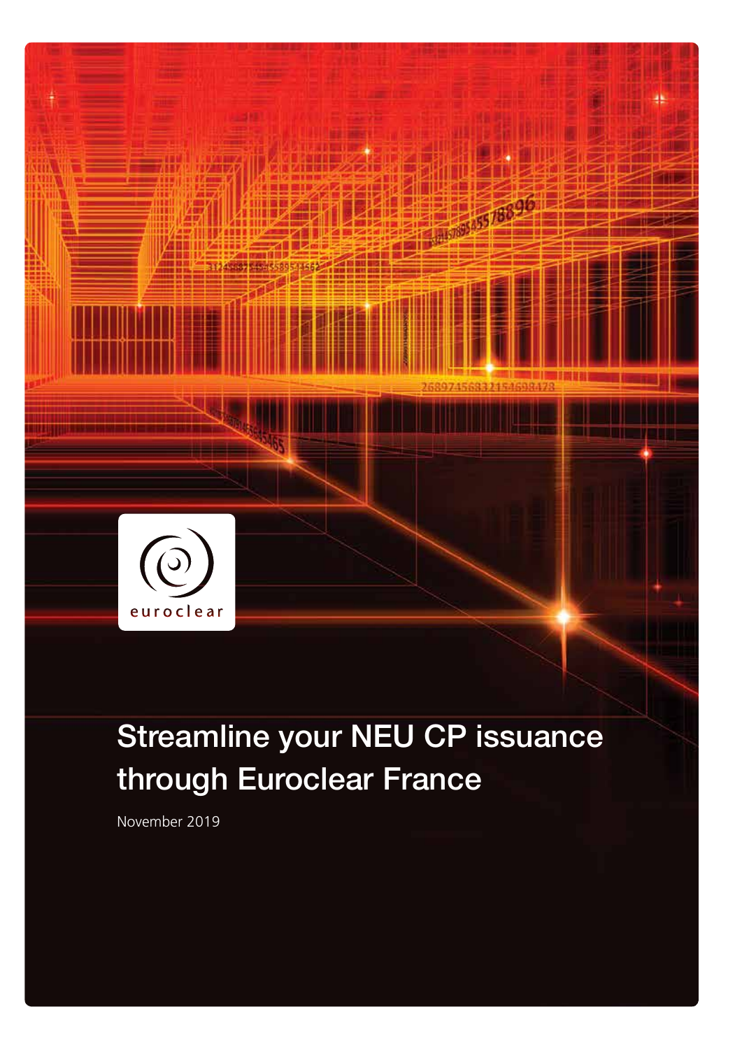euroclear

# Streamline your NEU CP issuance through Euroclear France

November 2019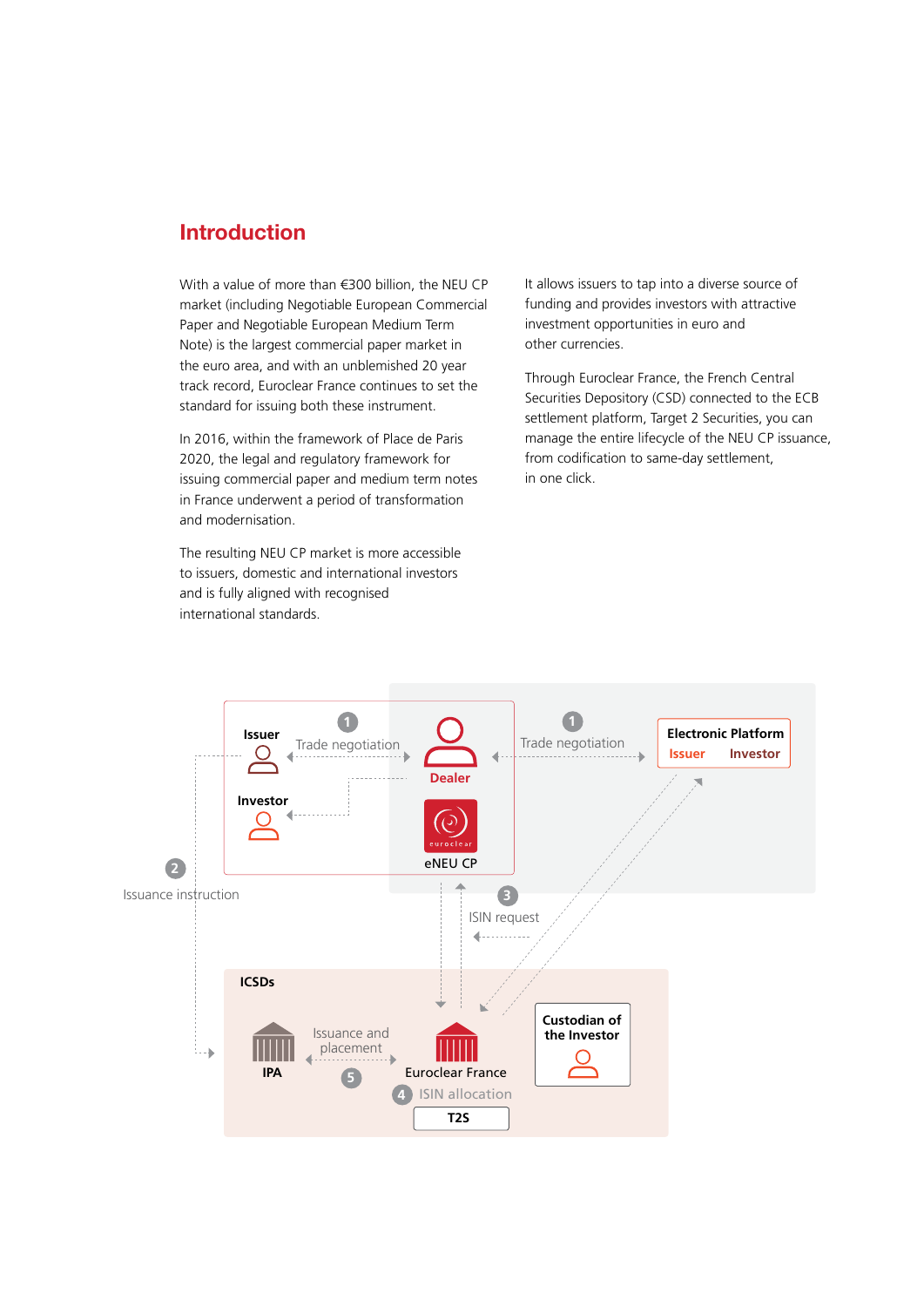# Introduction

With a value of more than €300 billion, the NEU CP market (including Negotiable European Commercial Paper and Negotiable European Medium Term Note) is the largest commercial paper market in the euro area, and with an unblemished 20 year track record, Euroclear France continues to set the standard for issuing both these instrument.

In 2016, within the framework of Place de Paris 2020, the legal and regulatory framework for issuing commercial paper and medium term notes in France underwent a period of transformation and modernisation.

The resulting NEU CP market is more accessible to issuers, domestic and international investors and is fully aligned with recognised international standards.

It allows issuers to tap into a diverse source of funding and provides investors with attractive investment opportunities in euro and other currencies.

Through Euroclear France, the French Central Securities Depository (CSD) connected to the ECB settlement platform, Target 2 Securities, you can manage the entire lifecycle of the NEU CP issuance, from codification to same-day settlement, in one click.

Issuer — 1 Trade negotiation — Dealer — 1 Trade negotiation — Electronic Platform (Issuer, Investor)

Investor

eNEU CP

2 Issuance instruction

3 ISIN request

ICSDs

IPA — Issuance and placement 5 — Euroclear France — 4 ISIN allocation — T2S

Custodian of the Investor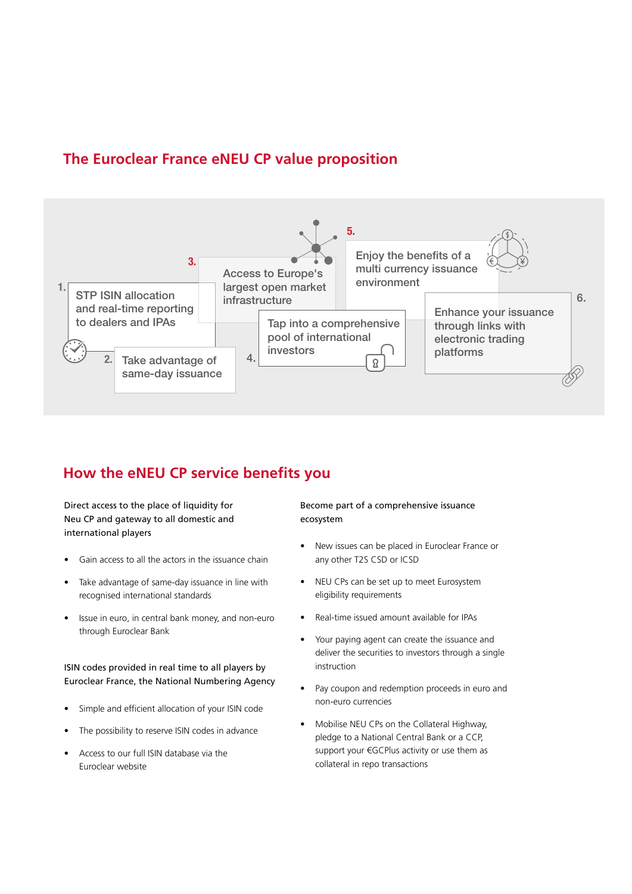## The Euroclear France eNEU CP value proposition

1. STP ISIN allocation and real-time reporting to dealers and IPAs
2. Take advantage of same-day issuance
3. Access to Europe's largest open market infrastructure
4. Tap into a comprehensive pool of international investors
5. Enjoy the benefits of a multi currency issuance environment
6. Enhance your issuance through links with electronic trading platforms

## How the eNEU CP service benefits you

Direct access to the place of liquidity for Neu CP and gateway to all domestic and international players

- Gain access to all the actors in the issuance chain
- Take advantage of same-day issuance in line with recognised international standards
- Issue in euro, in central bank money, and non-euro through Euroclear Bank

ISIN codes provided in real time to all players by Euroclear France, the National Numbering Agency

- Simple and efficient allocation of your ISIN code
- The possibility to reserve ISIN codes in advance
- Access to our full ISIN database via the Euroclear website

Become part of a comprehensive issuance ecosystem

- New issues can be placed in Euroclear France or any other T2S CSD or ICSD
- NEU CPs can be set up to meet Eurosystem eligibility requirements
- Real-time issued amount available for IPAs
- Your paying agent can create the issuance and deliver the securities to investors through a single instruction
- Pay coupon and redemption proceeds in euro and non-euro currencies
- Mobilise NEU CPs on the Collateral Highway, pledge to a National Central Bank or a CCP, support your €GCPlus activity or use them as collateral in repo transactions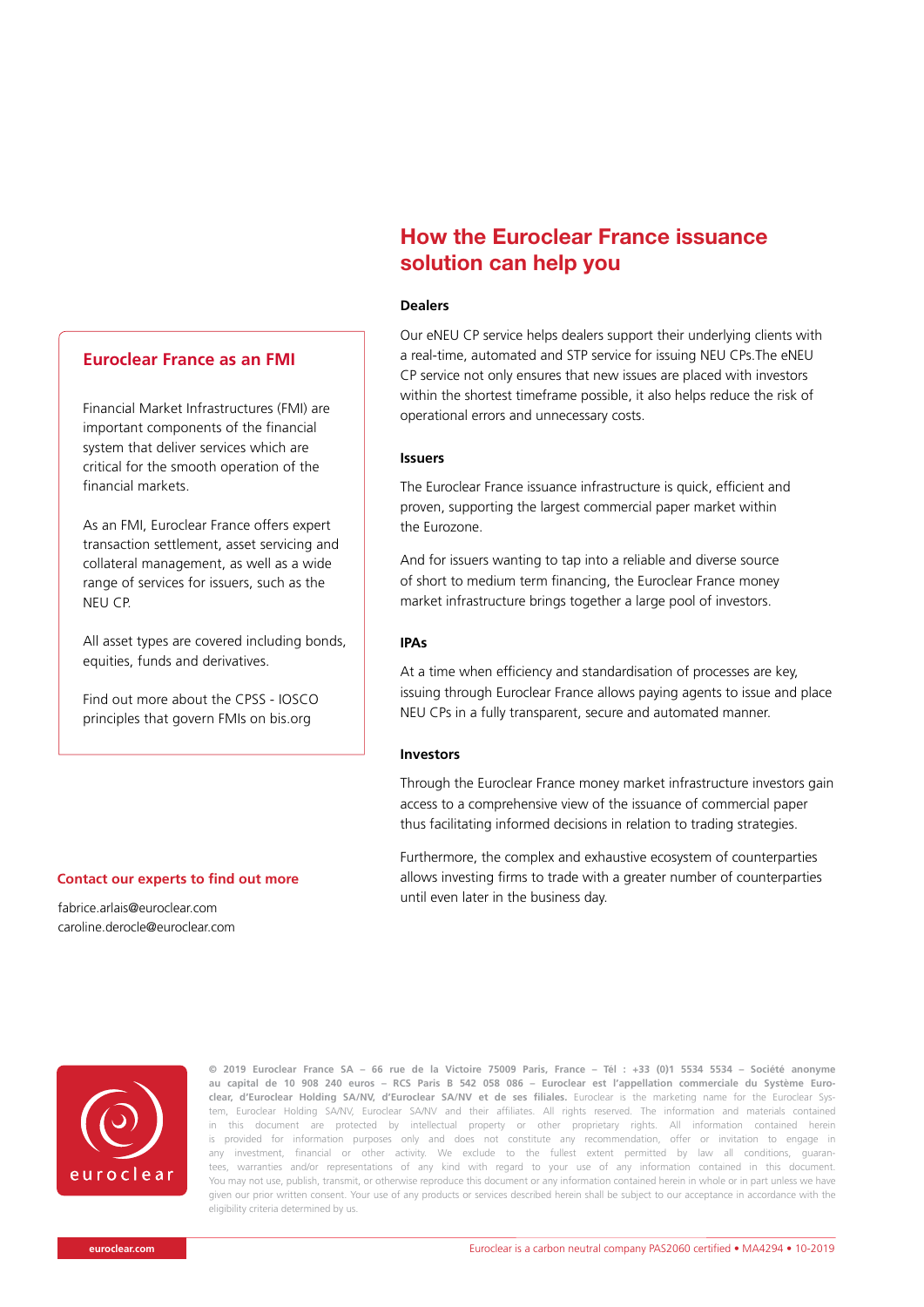## Euroclear France as an FMI

Financial Market Infrastructures (FMI) are important components of the financial system that deliver services which are critical for the smooth operation of the financial markets.

As an FMI, Euroclear France offers expert transaction settlement, asset servicing and collateral management, as well as a wide range of services for issuers, such as the NEU CP.

All asset types are covered including bonds, equities, funds and derivatives.

Find out more about the CPSS - IOSCO principles that govern FMIs on bis.org

## How the Euroclear France issuance solution can help you

### Dealers

Our eNEU CP service helps dealers support their underlying clients with a real-time, automated and STP service for issuing NEU CPs.The eNEU CP service not only ensures that new issues are placed with investors within the shortest timeframe possible, it also helps reduce the risk of operational errors and unnecessary costs.

### Issuers

The Euroclear France issuance infrastructure is quick, efficient and proven, supporting the largest commercial paper market within the Eurozone.

And for issuers wanting to tap into a reliable and diverse source of short to medium term financing, the Euroclear France money market infrastructure brings together a large pool of investors.

### IPAs

At a time when efficiency and standardisation of processes are key, issuing through Euroclear France allows paying agents to issue and place NEU CPs in a fully transparent, secure and automated manner.

### Investors

Through the Euroclear France money market infrastructure investors gain access to a comprehensive view of the issuance of commercial paper thus facilitating informed decisions in relation to trading strategies.

Furthermore, the complex and exhaustive ecosystem of counterparties allows investing firms to trade with a greater number of counterparties until even later in the business day.

### Contact our experts to find out more

fabrice.arlais@euroclear.com
caroline.derocle@euroclear.com

euroclear

**© 2019 Euroclear France SA – 66 rue de la Victoire 75009 Paris, France – Tél : +33 (0)1 5534 5534 – Société anonyme au capital de 10 908 240 euros – RCS Paris B 542 058 086 – Euroclear est l'appellation commerciale du Système Euroclear, d'Euroclear Holding SA/NV, d'Euroclear SA/NV et de ses filiales.** Euroclear is the marketing name for the Euroclear System, Euroclear Holding SA/NV, Euroclear SA/NV and their affiliates. All rights reserved. The information and materials contained in this document are protected by intellectual property or other proprietary rights. All information contained herein is provided for information purposes only and does not constitute any recommendation, offer or invitation to engage in any investment, financial or other activity. We exclude to the fullest extent permitted by law all conditions, guarantees, warranties and/or representations of any kind with regard to your use of any information contained in this document. You may not use, publish, transmit, or otherwise reproduce this document or any information contained herein in whole or in part unless we have given our prior written consent. Your use of any products or services described herein shall be subject to our acceptance in accordance with the eligibility criteria determined by us.

euroclear.com

Euroclear is a carbon neutral company PAS2060 certified • MA4294 • 10-2019